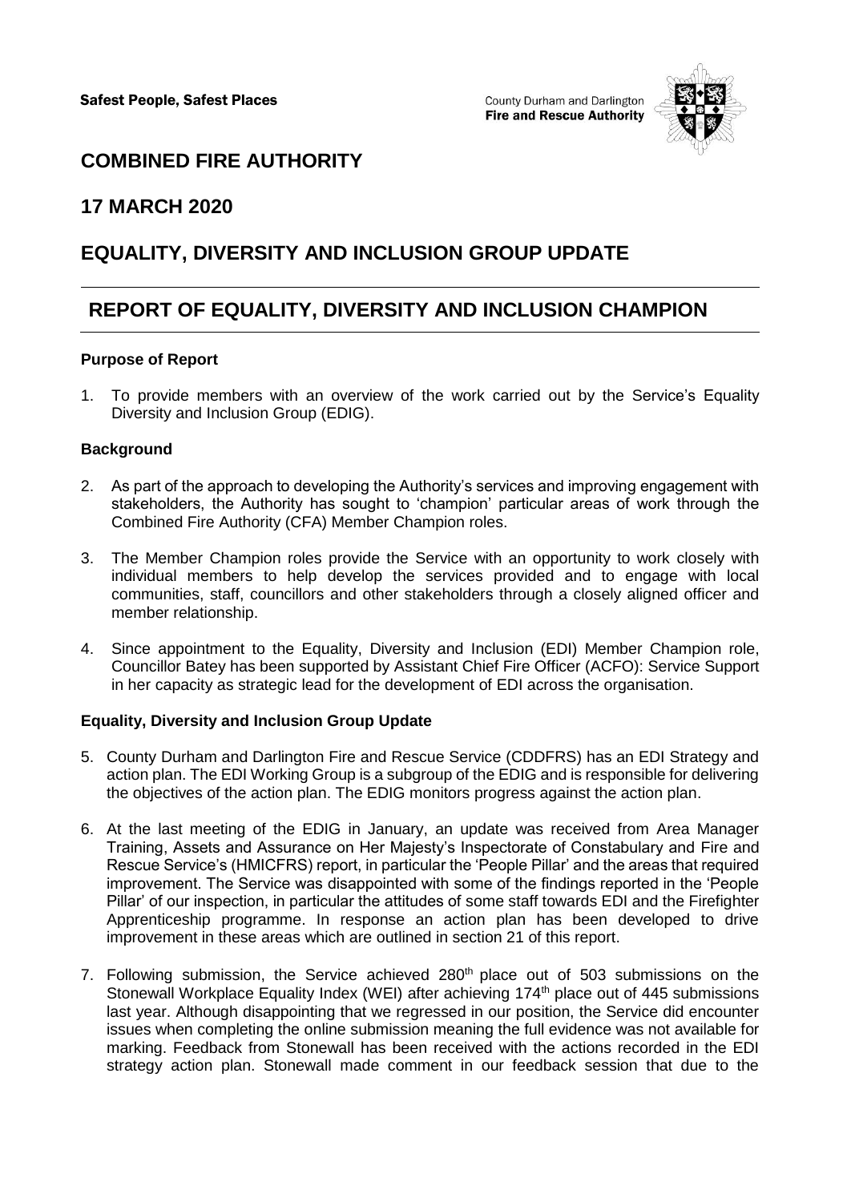Safest People, Safest Places

County Durham and Darlington
**Fire and Rescue Authority**

# COMBINED FIRE AUTHORITY

## 17 MARCH 2020

## EQUALITY, DIVERSITY AND INCLUSION GROUP UPDATE

## REPORT OF EQUALITY, DIVERSITY AND INCLUSION CHAMPION

**Purpose of Report**

1. To provide members with an overview of the work carried out by the Service's Equality Diversity and Inclusion Group (EDIG).

**Background**

2. As part of the approach to developing the Authority's services and improving engagement with stakeholders, the Authority has sought to 'champion' particular areas of work through the Combined Fire Authority (CFA) Member Champion roles.

3. The Member Champion roles provide the Service with an opportunity to work closely with individual members to help develop the services provided and to engage with local communities, staff, councillors and other stakeholders through a closely aligned officer and member relationship.

4. Since appointment to the Equality, Diversity and Inclusion (EDI) Member Champion role, Councillor Batey has been supported by Assistant Chief Fire Officer (ACFO): Service Support in her capacity as strategic lead for the development of EDI across the organisation.

**Equality, Diversity and Inclusion Group Update**

5. County Durham and Darlington Fire and Rescue Service (CDDFRS) has an EDI Strategy and action plan. The EDI Working Group is a subgroup of the EDIG and is responsible for delivering the objectives of the action plan. The EDIG monitors progress against the action plan.

6. At the last meeting of the EDIG in January, an update was received from Area Manager Training, Assets and Assurance on Her Majesty's Inspectorate of Constabulary and Fire and Rescue Service's (HMICFRS) report, in particular the 'People Pillar' and the areas that required improvement. The Service was disappointed with some of the findings reported in the 'People Pillar' of our inspection, in particular the attitudes of some staff towards EDI and the Firefighter Apprenticeship programme. In response an action plan has been developed to drive improvement in these areas which are outlined in section 21 of this report.

7. Following submission, the Service achieved 280th place out of 503 submissions on the Stonewall Workplace Equality Index (WEI) after achieving 174th place out of 445 submissions last year. Although disappointing that we regressed in our position, the Service did encounter issues when completing the online submission meaning the full evidence was not available for marking. Feedback from Stonewall has been received with the actions recorded in the EDI strategy action plan. Stonewall made comment in our feedback session that due to the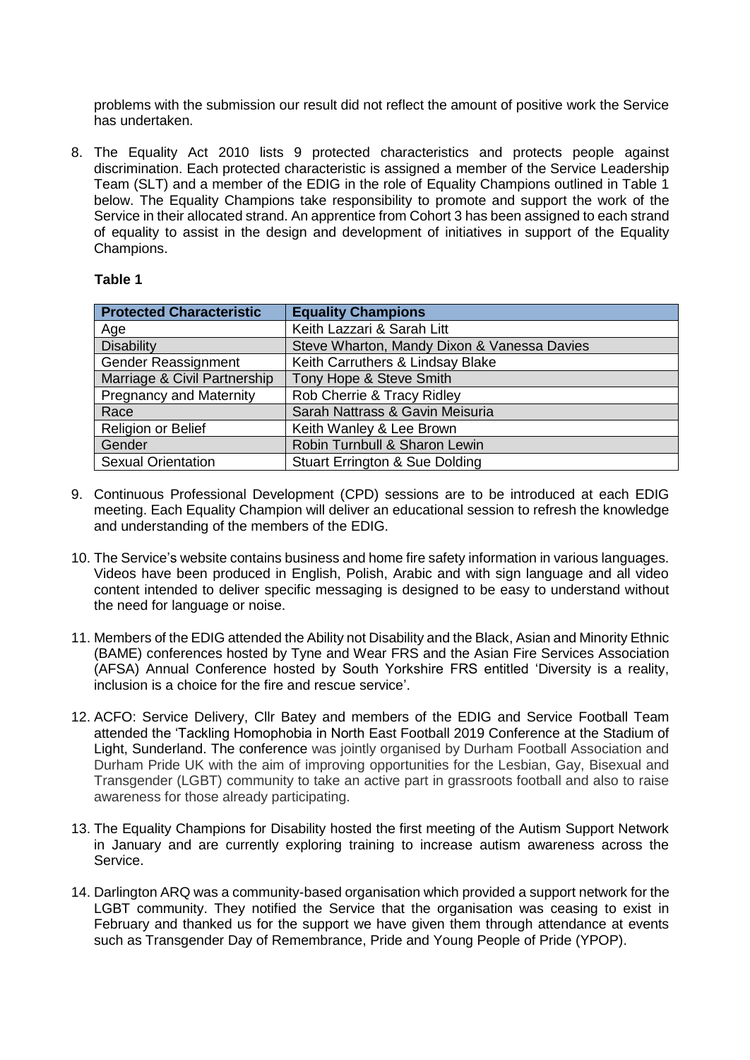problems with the submission our result did not reflect the amount of positive work the Service has undertaken.

8. The Equality Act 2010 lists 9 protected characteristics and protects people against discrimination. Each protected characteristic is assigned a member of the Service Leadership Team (SLT) and a member of the EDIG in the role of Equality Champions outlined in Table 1 below. The Equality Champions take responsibility to promote and support the work of the Service in their allocated strand. An apprentice from Cohort 3 has been assigned to each strand of equality to assist in the design and development of initiatives in support of the Equality Champions.

**Table 1**

| Protected Characteristic | Equality Champions |
| --- | --- |
| Age | Keith Lazzari & Sarah Litt |
| Disability | Steve Wharton, Mandy Dixon & Vanessa Davies |
| Gender Reassignment | Keith Carruthers & Lindsay Blake |
| Marriage & Civil Partnership | Tony Hope & Steve Smith |
| Pregnancy and Maternity | Rob Cherrie & Tracy Ridley |
| Race | Sarah Nattrass & Gavin Meisuria |
| Religion or Belief | Keith Wanley & Lee Brown |
| Gender | Robin Turnbull & Sharon Lewin |
| Sexual Orientation | Stuart Errington & Sue Dolding |

9. Continuous Professional Development (CPD) sessions are to be introduced at each EDIG meeting. Each Equality Champion will deliver an educational session to refresh the knowledge and understanding of the members of the EDIG.

10. The Service's website contains business and home fire safety information in various languages. Videos have been produced in English, Polish, Arabic and with sign language and all video content intended to deliver specific messaging is designed to be easy to understand without the need for language or noise.

11. Members of the EDIG attended the Ability not Disability and the Black, Asian and Minority Ethnic (BAME) conferences hosted by Tyne and Wear FRS and the Asian Fire Services Association (AFSA) Annual Conference hosted by South Yorkshire FRS entitled 'Diversity is a reality, inclusion is a choice for the fire and rescue service'.

12. ACFO: Service Delivery, Cllr Batey and members of the EDIG and Service Football Team attended the 'Tackling Homophobia in North East Football 2019 Conference at the Stadium of Light, Sunderland. The conference was jointly organised by Durham Football Association and Durham Pride UK with the aim of improving opportunities for the Lesbian, Gay, Bisexual and Transgender (LGBT) community to take an active part in grassroots football and also to raise awareness for those already participating.

13. The Equality Champions for Disability hosted the first meeting of the Autism Support Network in January and are currently exploring training to increase autism awareness across the Service.

14. Darlington ARQ was a community-based organisation which provided a support network for the LGBT community. They notified the Service that the organisation was ceasing to exist in February and thanked us for the support we have given them through attendance at events such as Transgender Day of Remembrance, Pride and Young People of Pride (YPOP).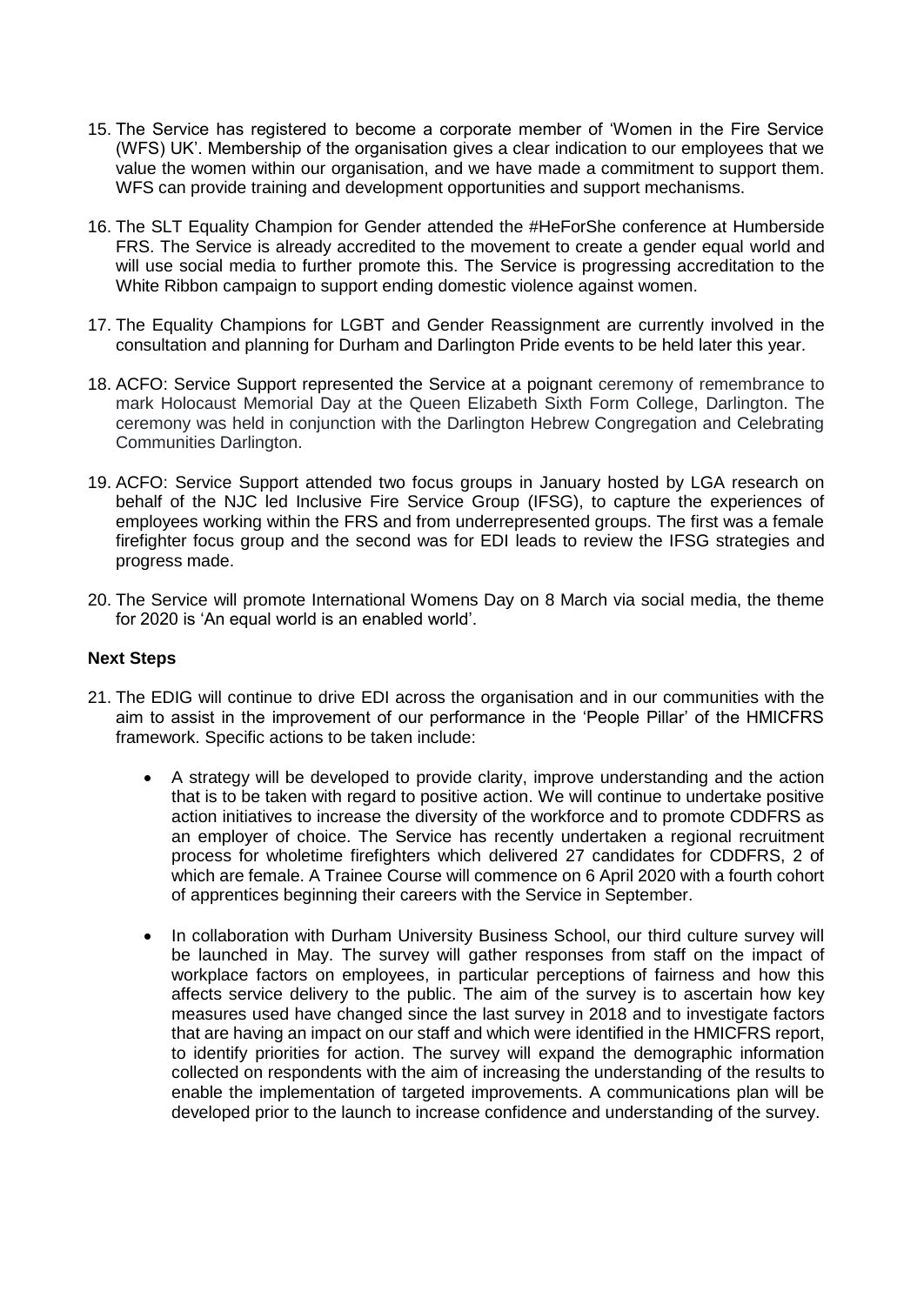15. The Service has registered to become a corporate member of 'Women in the Fire Service (WFS) UK'. Membership of the organisation gives a clear indication to our employees that we value the women within our organisation, and we have made a commitment to support them. WFS can provide training and development opportunities and support mechanisms.

16. The SLT Equality Champion for Gender attended the #HeForShe conference at Humberside FRS. The Service is already accredited to the movement to create a gender equal world and will use social media to further promote this. The Service is progressing accreditation to the White Ribbon campaign to support ending domestic violence against women.

17. The Equality Champions for LGBT and Gender Reassignment are currently involved in the consultation and planning for Durham and Darlington Pride events to be held later this year.

18. ACFO: Service Support represented the Service at a poignant ceremony of remembrance to mark Holocaust Memorial Day at the Queen Elizabeth Sixth Form College, Darlington. The ceremony was held in conjunction with the Darlington Hebrew Congregation and Celebrating Communities Darlington.

19. ACFO: Service Support attended two focus groups in January hosted by LGA research on behalf of the NJC led Inclusive Fire Service Group (IFSG), to capture the experiences of employees working within the FRS and from underrepresented groups. The first was a female firefighter focus group and the second was for EDI leads to review the IFSG strategies and progress made.

20. The Service will promote International Womens Day on 8 March via social media, the theme for 2020 is 'An equal world is an enabled world'.

**Next Steps**

21. The EDIG will continue to drive EDI across the organisation and in our communities with the aim to assist in the improvement of our performance in the 'People Pillar' of the HMICFRS framework. Specific actions to be taken include:

    - A strategy will be developed to provide clarity, improve understanding and the action that is to be taken with regard to positive action. We will continue to undertake positive action initiatives to increase the diversity of the workforce and to promote CDDFRS as an employer of choice. The Service has recently undertaken a regional recruitment process for wholetime firefighters which delivered 27 candidates for CDDFRS, 2 of which are female. A Trainee Course will commence on 6 April 2020 with a fourth cohort of apprentices beginning their careers with the Service in September.

    - In collaboration with Durham University Business School, our third culture survey will be launched in May. The survey will gather responses from staff on the impact of workplace factors on employees, in particular perceptions of fairness and how this affects service delivery to the public. The aim of the survey is to ascertain how key measures used have changed since the last survey in 2018 and to investigate factors that are having an impact on our staff and which were identified in the HMICFRS report, to identify priorities for action. The survey will expand the demographic information collected on respondents with the aim of increasing the understanding of the results to enable the implementation of targeted improvements. A communications plan will be developed prior to the launch to increase confidence and understanding of the survey.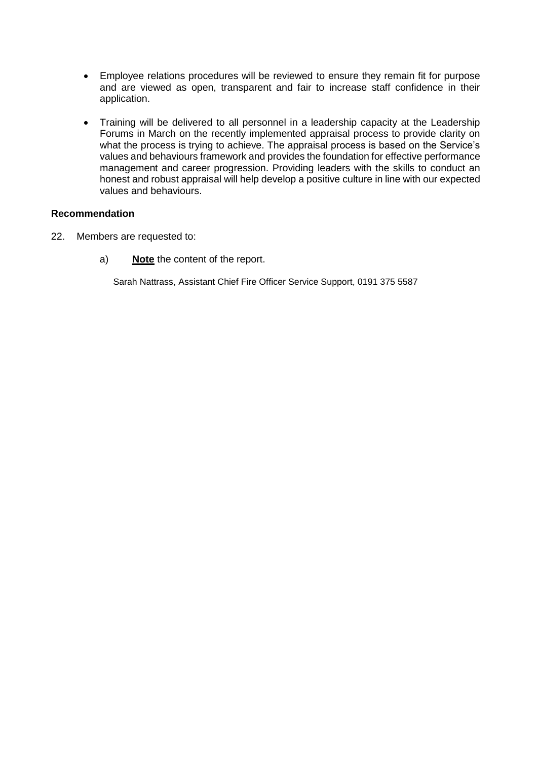- Employee relations procedures will be reviewed to ensure they remain fit for purpose and are viewed as open, transparent and fair to increase staff confidence in their application.

- Training will be delivered to all personnel in a leadership capacity at the Leadership Forums in March on the recently implemented appraisal process to provide clarity on what the process is trying to achieve. The appraisal process is based on the Service's values and behaviours framework and provides the foundation for effective performance management and career progression. Providing leaders with the skills to conduct an honest and robust appraisal will help develop a positive culture in line with our expected values and behaviours.

**Recommendation**

22. Members are requested to:

    a) **Note** the content of the report.

Sarah Nattrass, Assistant Chief Fire Officer Service Support, 0191 375 5587